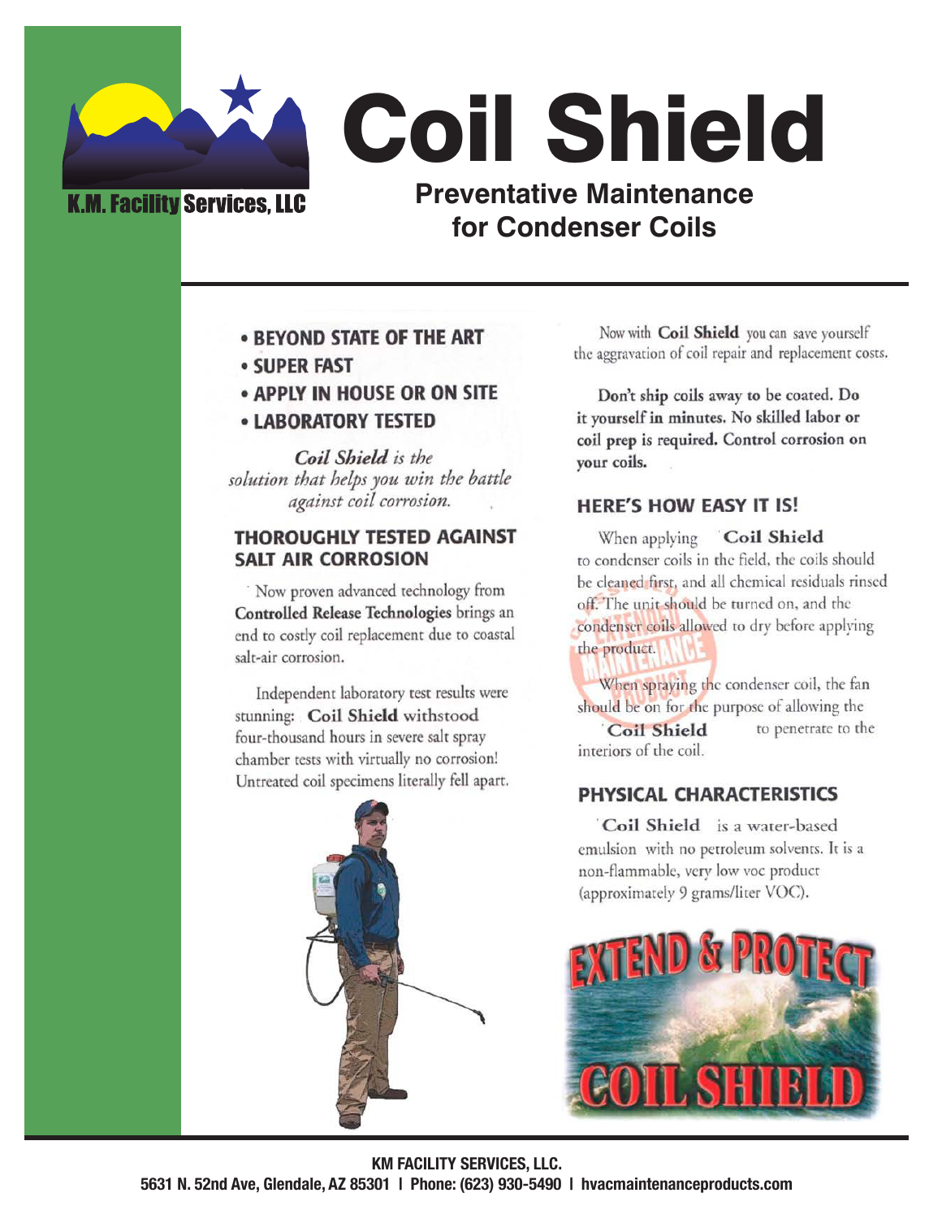K.M. Facility Services, LLC

# Coil Shield

## Preventative Maintenance for Condenser Coils

- BEYOND STATE OF THE ART
- SUPER FAST
- APPLY IN HOUSE OR ON SITE
- LABORATORY TESTED

*Coil Shield is the solution that helps you win the battle against coil corrosion.*

### THOROUGHLY TESTED AGAINST SALT AIR CORROSION

Now proven advanced technology from **Controlled Release Technologies** brings an end to costly coil replacement due to coastal salt-air corrosion.

Independent laboratory test results were stunning: **Coil Shield** withstood four-thousand hours in severe salt spray chamber tests with virtually no corrosion! Untreated coil specimens literally fell apart.

Now with **Coil Shield** you can save yourself the aggravation of coil repair and replacement costs.

**Don't ship coils away to be coated. Do it yourself in minutes. No skilled labor or coil prep is required. Control corrosion on your coils.**

### HERE'S HOW EASY IT IS!

When applying **Coil Shield** to condenser coils in the field, the coils should be cleaned first, and all chemical residuals rinsed off. The unit should be turned on, and the condenser coils allowed to dry before applying the product.

When spraying the condenser coil, the fan should be on for the purpose of allowing the **Coil Shield** to penetrate to the interiors of the coil.

### PHYSICAL CHARACTERISTICS

**Coil Shield** is a water-based emulsion with no petroleum solvents. It is a non-flammable, very low voc product (approximately 9 grams/liter VOC).

EXTEND & PROTECT COIL SHIELD

**KM FACILITY SERVICES, LLC.**
**5631 N. 52nd Ave, Glendale, AZ 85301 | Phone: (623) 930-5490 | hvacmaintenanceproducts.com**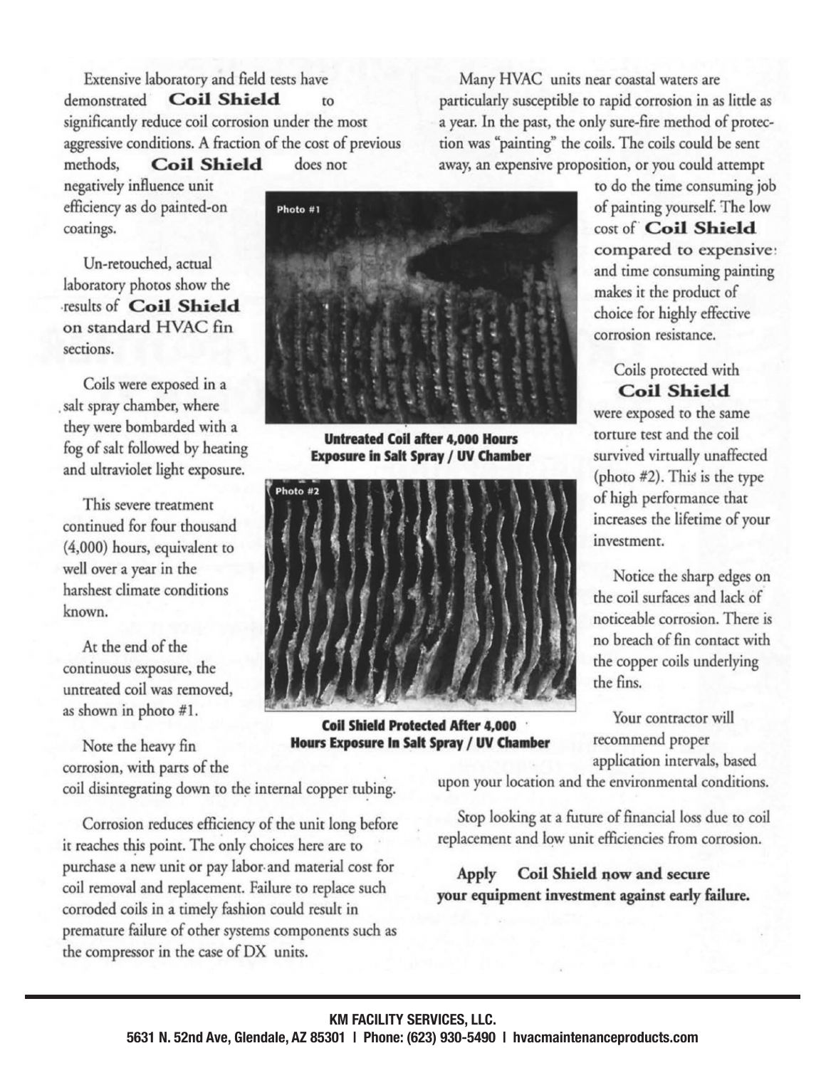Extensive laboratory and field tests have demonstrated **Coil Shield** to significantly reduce coil corrosion under the most aggressive conditions. A fraction of the cost of previous methods, **Coil Shield** does not negatively influence unit efficiency as do painted-on coatings.

Un-retouched, actual laboratory photos show the results of **Coil Shield** on standard HVAC fin sections.

Coils were exposed in a salt spray chamber, where they were bombarded with a fog of salt followed by heating and ultraviolet light exposure.

This severe treatment continued for four thousand (4,000) hours, equivalent to well over a year in the harshest climate conditions known.

At the end of the continuous exposure, the untreated coil was removed, as shown in photo #1.

Note the heavy fin corrosion, with parts of the coil disintegrating down to the internal copper tubing.

Corrosion reduces efficiency of the unit long before it reaches this point. The only choices here are to purchase a new unit or pay labor and material cost for coil removal and replacement. Failure to replace such corroded coils in a timely fashion could result in premature failure of other systems components such as the compressor in the case of DX units.

Photo #1

**Untreated Coil after 4,000 Hours Exposure in Salt Spray / UV Chamber**

Photo #2

**Coil Shield Protected After 4,000 Hours Exposure In Salt Spray / UV Chamber**

Many HVAC units near coastal waters are particularly susceptible to rapid corrosion in as little as a year. In the past, the only sure-fire method of protection was "painting" the coils. The coils could be sent away, an expensive proposition, or you could attempt to do the time consuming job of painting yourself. The low cost of **Coil Shield** compared to expensive and time consuming painting makes it the product of choice for highly effective corrosion resistance.

Coils protected with **Coil Shield** were exposed to the same torture test and the coil survived virtually unaffected (photo #2). This is the type of high performance that increases the lifetime of your investment.

Notice the sharp edges on the coil surfaces and lack of noticeable corrosion. There is no breach of fin contact with the copper coils underlying the fins.

Your contractor will recommend proper application intervals, based upon your location and the environmental conditions.

Stop looking at a future of financial loss due to coil replacement and low unit efficiencies from corrosion.

**Apply Coil Shield now and secure your equipment investment against early failure.**

**KM FACILITY SERVICES, LLC.**
**5631 N. 52nd Ave, Glendale, AZ 85301 | Phone: (623) 930-5490 | hvacmaintenanceproducts.com**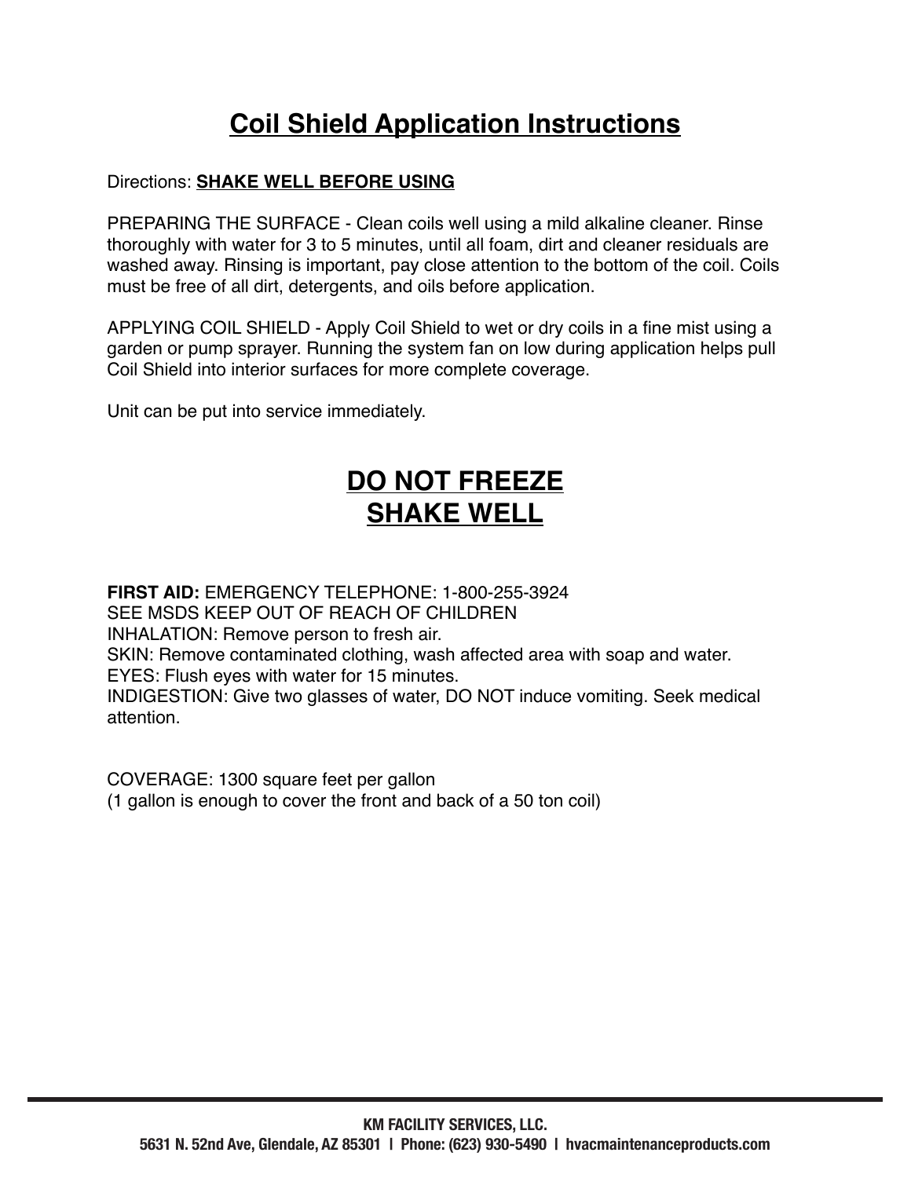# Coil Shield Application Instructions

Directions: **SHAKE WELL BEFORE USING**

PREPARING THE SURFACE - Clean coils well using a mild alkaline cleaner. Rinse thoroughly with water for 3 to 5 minutes, until all foam, dirt and cleaner residuals are washed away. Rinsing is important, pay close attention to the bottom of the coil. Coils must be free of all dirt, detergents, and oils before application.

APPLYING COIL SHIELD - Apply Coil Shield to wet or dry coils in a fine mist using a garden or pump sprayer. Running the system fan on low during application helps pull Coil Shield into interior surfaces for more complete coverage.

Unit can be put into service immediately.

## DO NOT FREEZE
## SHAKE WELL

**FIRST AID:** EMERGENCY TELEPHONE: 1-800-255-3924
SEE MSDS KEEP OUT OF REACH OF CHILDREN
INHALATION: Remove person to fresh air.
SKIN: Remove contaminated clothing, wash affected area with soap and water.
EYES: Flush eyes with water for 15 minutes.
INDIGESTION: Give two glasses of water, DO NOT induce vomiting. Seek medical attention.

COVERAGE: 1300 square feet per gallon
(1 gallon is enough to cover the front and back of a 50 ton coil)

**KM FACILITY SERVICES, LLC.**
**5631 N. 52nd Ave, Glendale, AZ 85301 | Phone: (623) 930-5490 | hvacmaintenanceproducts.com**